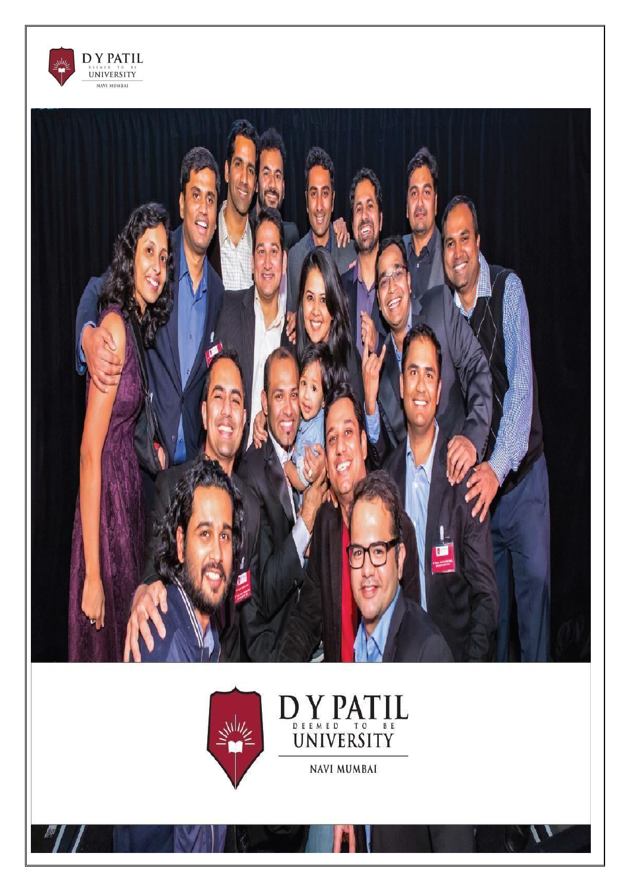# D Y PATIL

DEEMED TO BE

UNIVERSITY

NAVI MUMBAI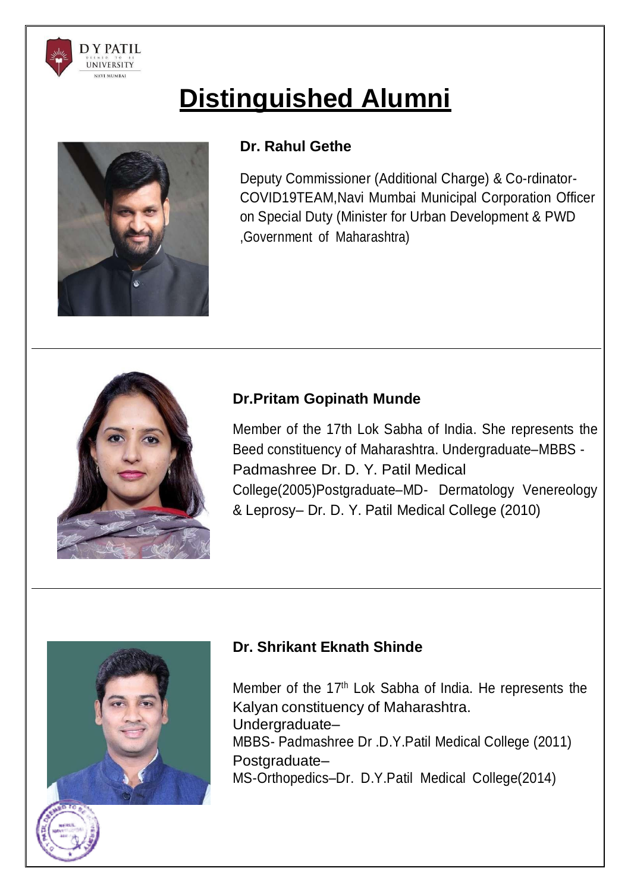# Distinguished Alumni

### Dr. Rahul Gethe

Deputy Commissioner (Additional Charge) & Co-rdinator-COVID19TEAM,Navi Mumbai Municipal Corporation Officer on Special Duty (Minister for Urban Development & PWD ,Government of Maharashtra)

---

### Dr.Pritam Gopinath Munde

Member of the 17th Lok Sabha of India. She represents the Beed constituency of Maharashtra. Undergraduate–MBBS - Padmashree Dr. D. Y. Patil Medical College(2005)Postgraduate–MD- Dermatology Venereology & Leprosy– Dr. D. Y. Patil Medical College (2010)

---

### Dr. Shrikant Eknath Shinde

Member of the 17th Lok Sabha of India. He represents the Kalyan constituency of Maharashtra.
Undergraduate–
MBBS- Padmashree Dr .D.Y.Patil Medical College (2011)
Postgraduate–
MS-Orthopedics–Dr. D.Y.Patil Medical College(2014)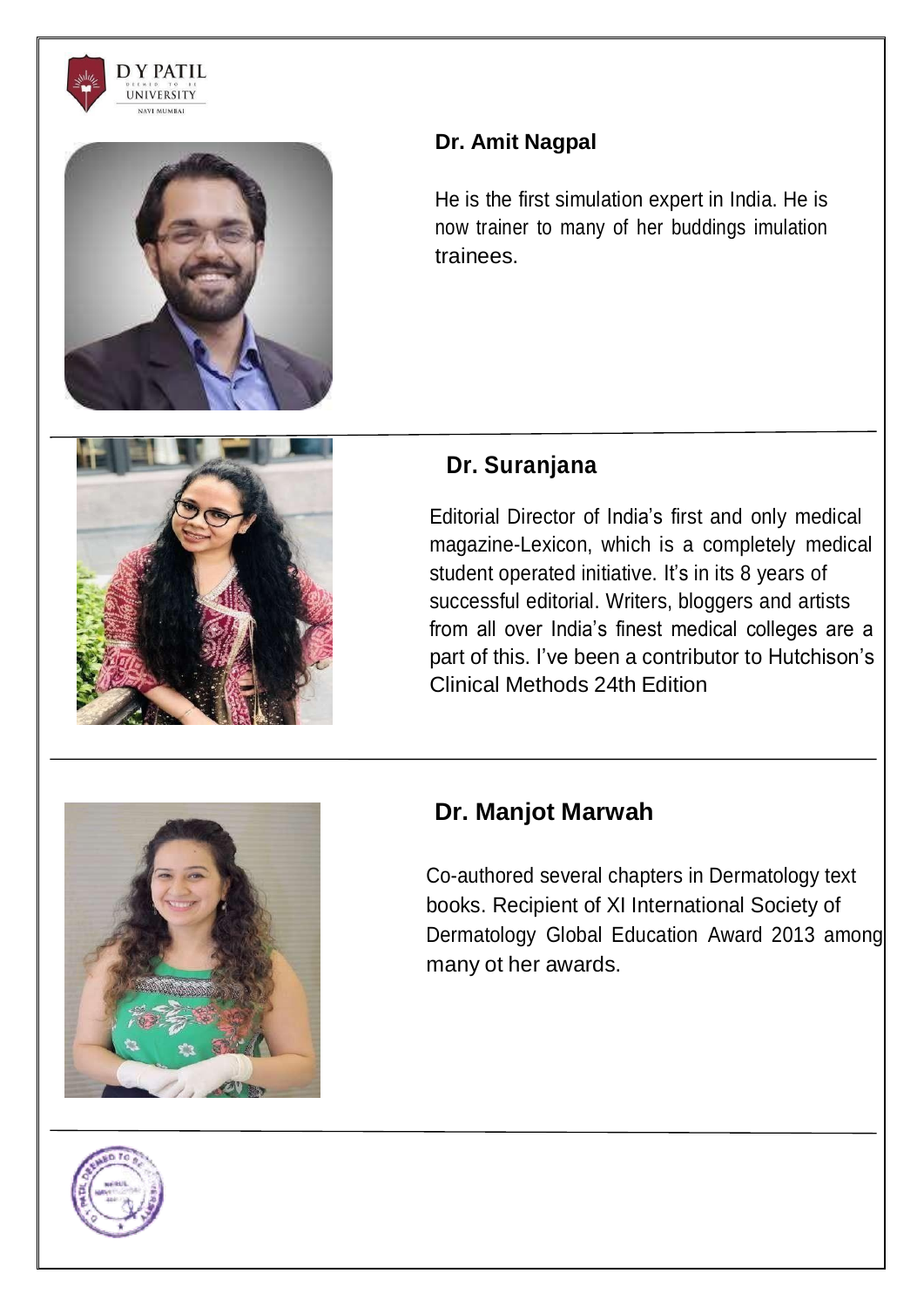## Dr. Amit Nagpal

He is the first simulation expert in India. He is now trainer to many of her buddings imulation trainees.

## Dr. Suranjana

Editorial Director of India's first and only medical magazine-Lexicon, which is a completely medical student operated initiative. It's in its 8 years of successful editorial. Writers, bloggers and artists from all over India's finest medical colleges are a part of this. I've been a contributor to Hutchison's Clinical Methods 24th Edition

## Dr. Manjot Marwah

Co-authored several chapters in Dermatology text books. Recipient of XI International Society of Dermatology Global Education Award 2013 among many ot her awards.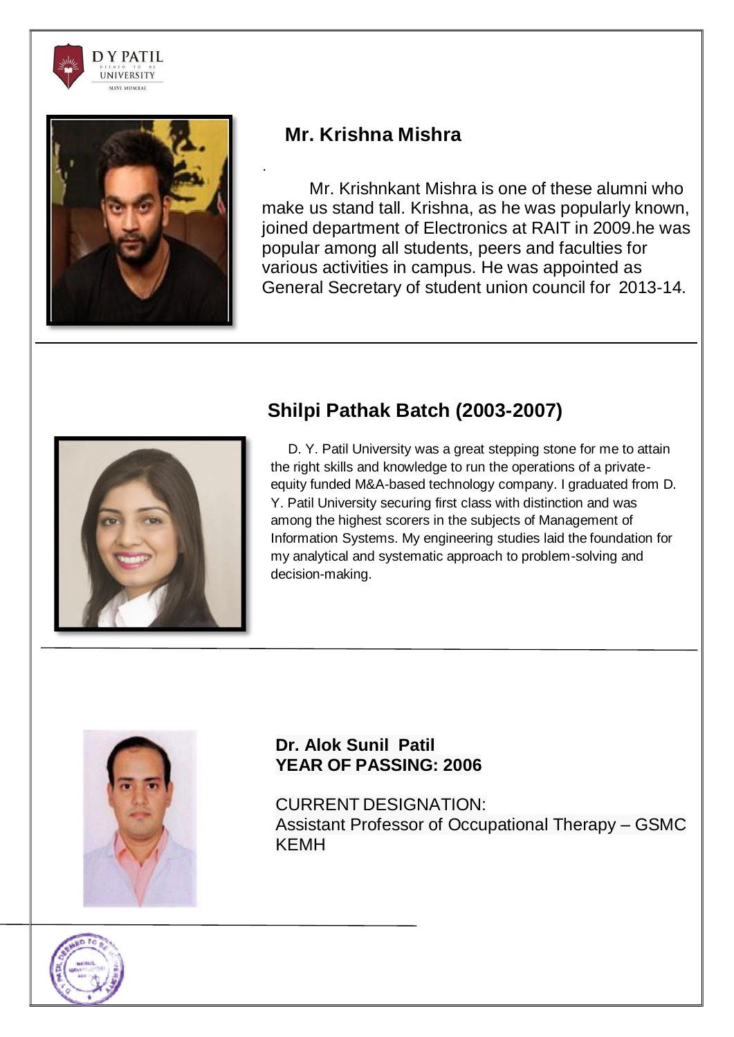## Mr. Krishna Mishra

.

Mr. Krishnkant Mishra is one of these alumni who make us stand tall. Krishna, as he was popularly known, joined department of Electronics at RAIT in 2009.he was popular among all students, peers and faculties for various activities in campus. He was appointed as General Secretary of student union council for 2013-14.

---

## Shilpi Pathak Batch (2003-2007)

D. Y. Patil University was a great stepping stone for me to attain the right skills and knowledge to run the operations of a private-equity funded M&A-based technology company. I graduated from D. Y. Patil University securing first class with distinction and was among the highest scorers in the subjects of Management of Information Systems. My engineering studies laid the foundation for my analytical and systematic approach to problem-solving and decision-making.

---

**Dr. Alok Sunil Patil**
**YEAR OF PASSING: 2006**

CURRENT DESIGNATION:
Assistant Professor of Occupational Therapy – GSMC KEMH

---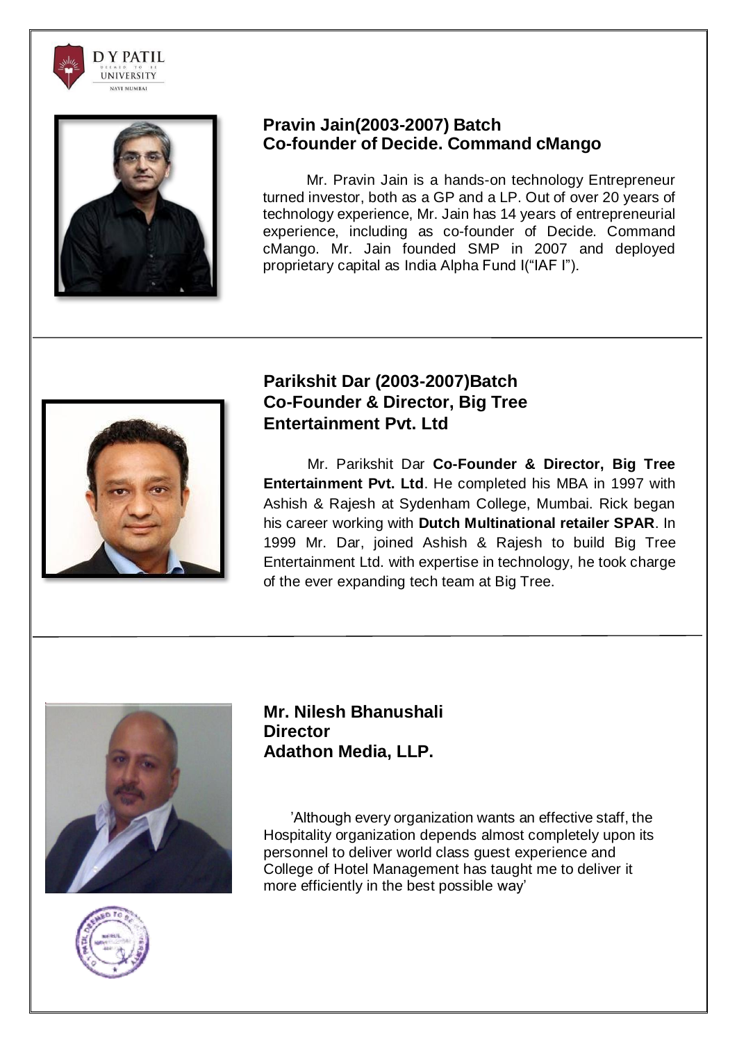## Pravin Jain(2003-2007) Batch
## Co-founder of Decide. Command cMango

Mr. Pravin Jain is a hands-on technology Entrepreneur turned investor, both as a GP and a LP. Out of over 20 years of technology experience, Mr. Jain has 14 years of entrepreneurial experience, including as co-founder of Decide. Command cMango. Mr. Jain founded SMP in 2007 and deployed proprietary capital as India Alpha Fund I("IAF I").

---

## Parikshit Dar (2003-2007)Batch
## Co-Founder & Director, Big Tree Entertainment Pvt. Ltd

Mr. Parikshit Dar **Co-Founder & Director, Big Tree Entertainment Pvt. Ltd**. He completed his MBA in 1997 with Ashish & Rajesh at Sydenham College, Mumbai. Rick began his career working with **Dutch Multinational retailer SPAR**. In 1999 Mr. Dar, joined Ashish & Rajesh to build Big Tree Entertainment Ltd. with expertise in technology, he took charge of the ever expanding tech team at Big Tree.

---

## Mr. Nilesh Bhanushali
## Director
## Adathon Media, LLP.

'Although every organization wants an effective staff, the Hospitality organization depends almost completely upon its personnel to deliver world class guest experience and College of Hotel Management has taught me to deliver it more efficiently in the best possible way'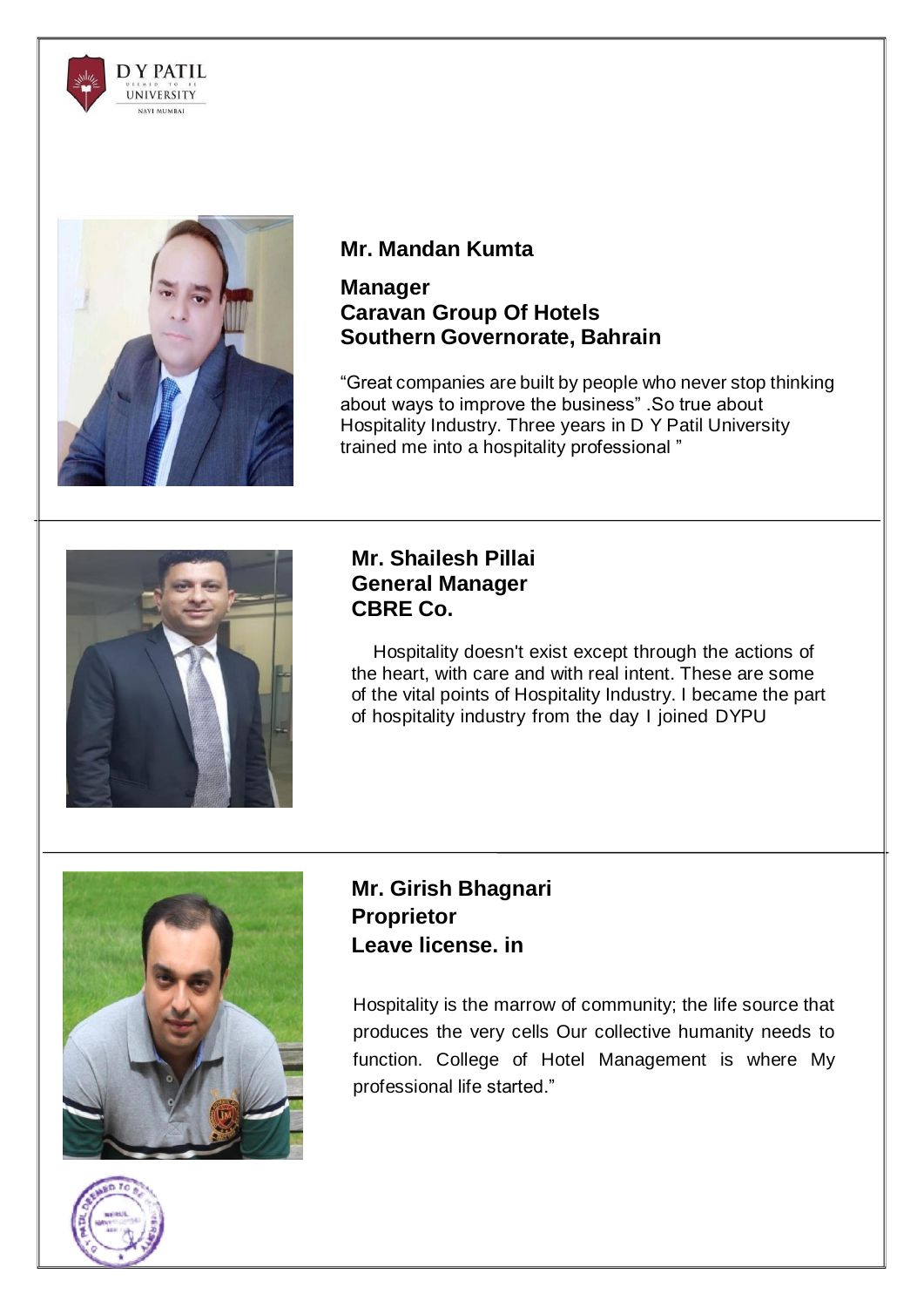**Mr. Mandan Kumta**

**Manager**
**Caravan Group Of Hotels**
**Southern Governorate, Bahrain**

“Great companies are built by people who never stop thinking about ways to improve the business” .So true about Hospitality Industry. Three years in D Y Patil University trained me into a hospitality professional ”

---

**Mr. Shailesh Pillai**
**General Manager**
**CBRE Co.**

Hospitality doesn't exist except through the actions of the heart, with care and with real intent. These are some of the vital points of Hospitality Industry. I became the part of hospitality industry from the day I joined DYPU

---

**Mr. Girish Bhagnari**
**Proprietor**
**Leave license. in**

Hospitality is the marrow of community; the life source that produces the very cells Our collective humanity needs to function. College of Hotel Management is where My professional life started.”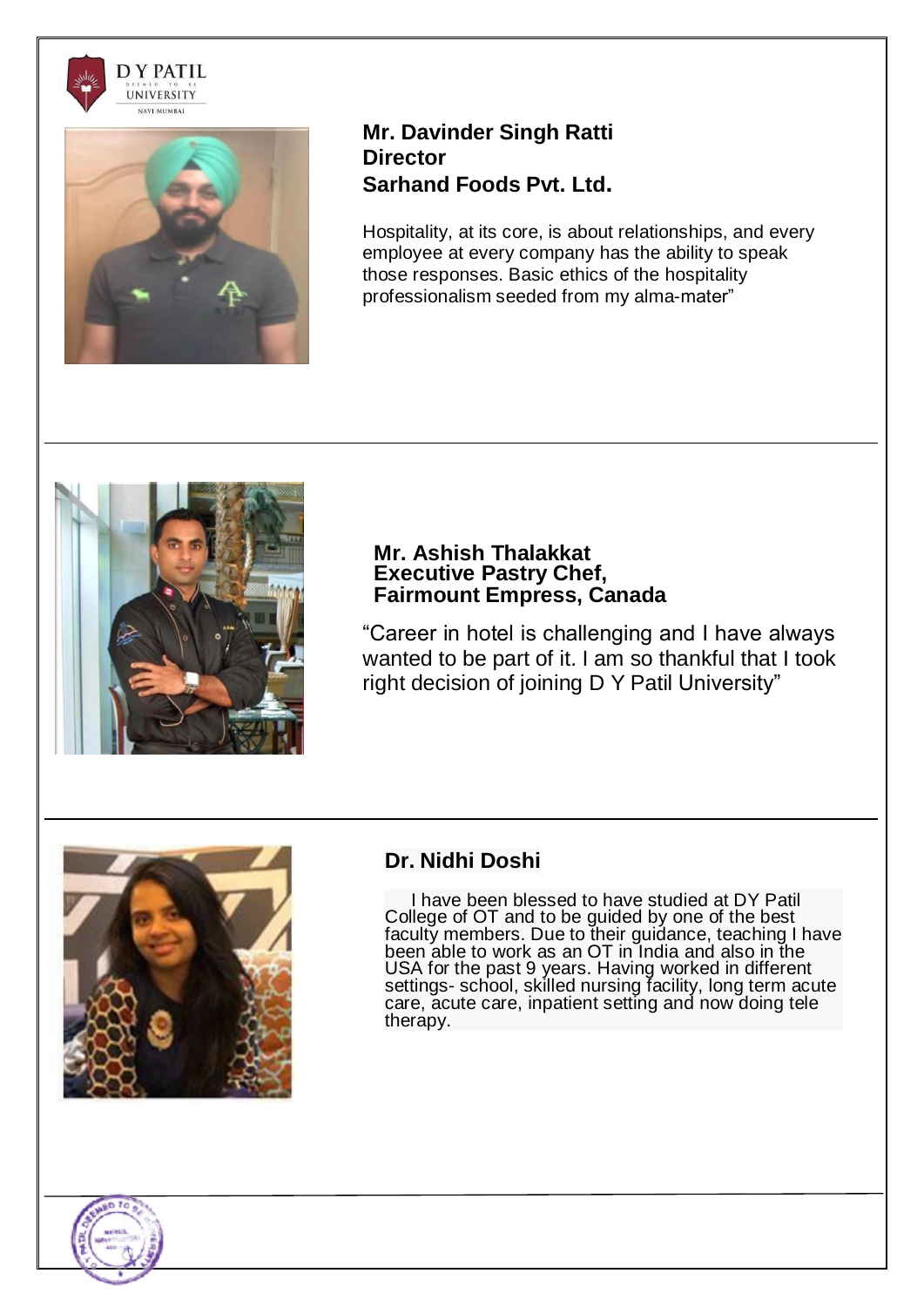**Mr. Davinder Singh Ratti**
**Director**
**Sarhand Foods Pvt. Ltd.**

Hospitality, at its core, is about relationships, and every employee at every company has the ability to speak those responses. Basic ethics of the hospitality professionalism seeded from my alma-mater"

---

**Mr. Ashish Thalakkat**
**Executive Pastry Chef,**
**Fairmount Empress, Canada**

"Career in hotel is challenging and I have always wanted to be part of it. I am so thankful that I took right decision of joining D Y Patil University"

---

**Dr. Nidhi Doshi**

I have been blessed to have studied at DY Patil College of OT and to be guided by one of the best faculty members. Due to their guidance, teaching I have been able to work as an OT in India and also in the USA for the past 9 years. Having worked in different settings- school, skilled nursing facility, long term acute care, acute care, inpatient setting and now doing tele therapy.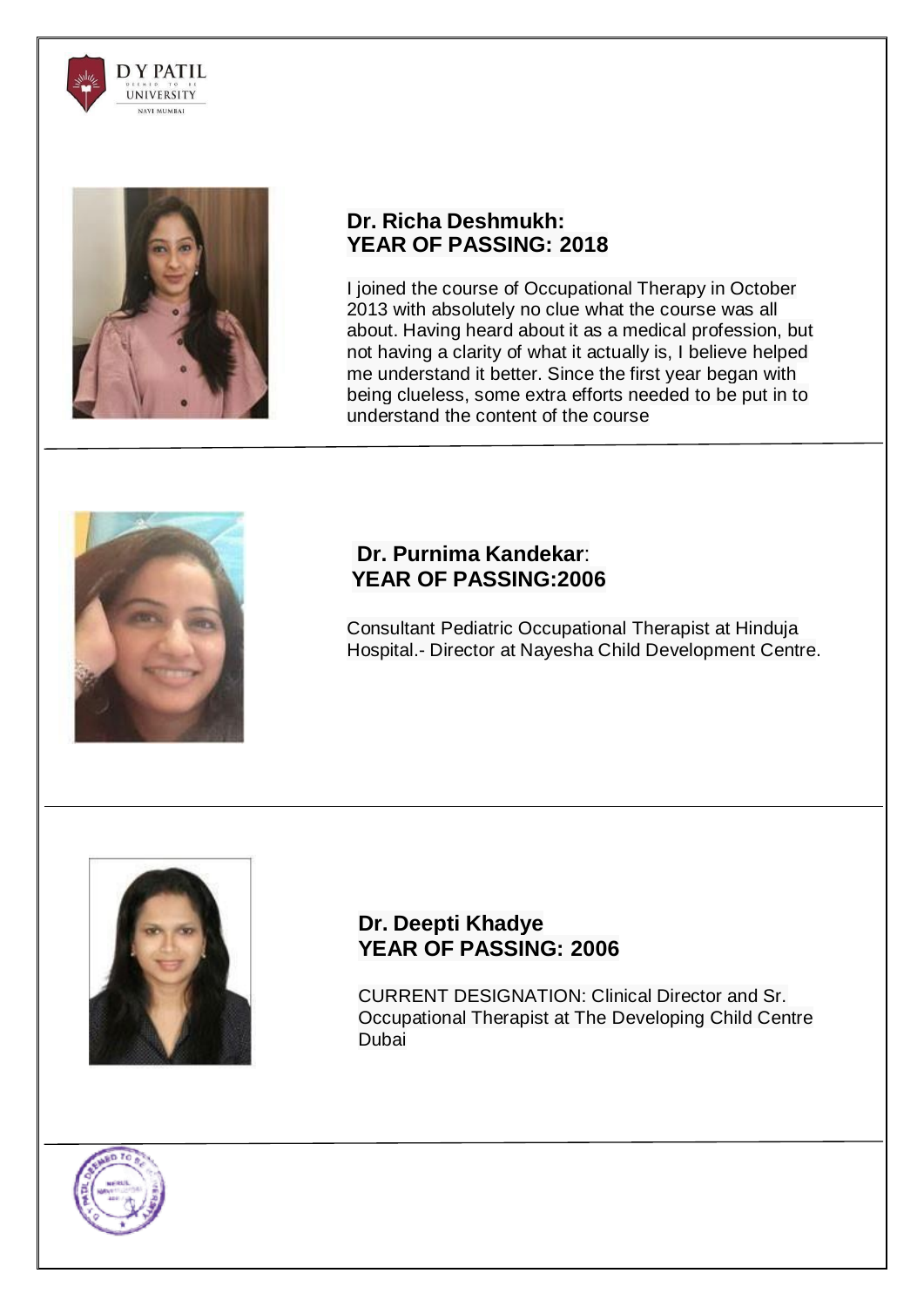**Dr. Richa Deshmukh:**
**YEAR OF PASSING: 2018**

I joined the course of Occupational Therapy in October 2013 with absolutely no clue what the course was all about. Having heard about it as a medical profession, but not having a clarity of what it actually is, I believe helped me understand it better. Since the first year began with being clueless, some extra efforts needed to be put in to understand the content of the course

---

**Dr. Purnima Kandekar**:
**YEAR OF PASSING:2006**

Consultant Pediatric Occupational Therapist at Hinduja Hospital.- Director at Nayesha Child Development Centre.

---

**Dr. Deepti Khadye**
**YEAR OF PASSING: 2006**

CURRENT DESIGNATION: Clinical Director and Sr. Occupational Therapist at The Developing Child Centre Dubai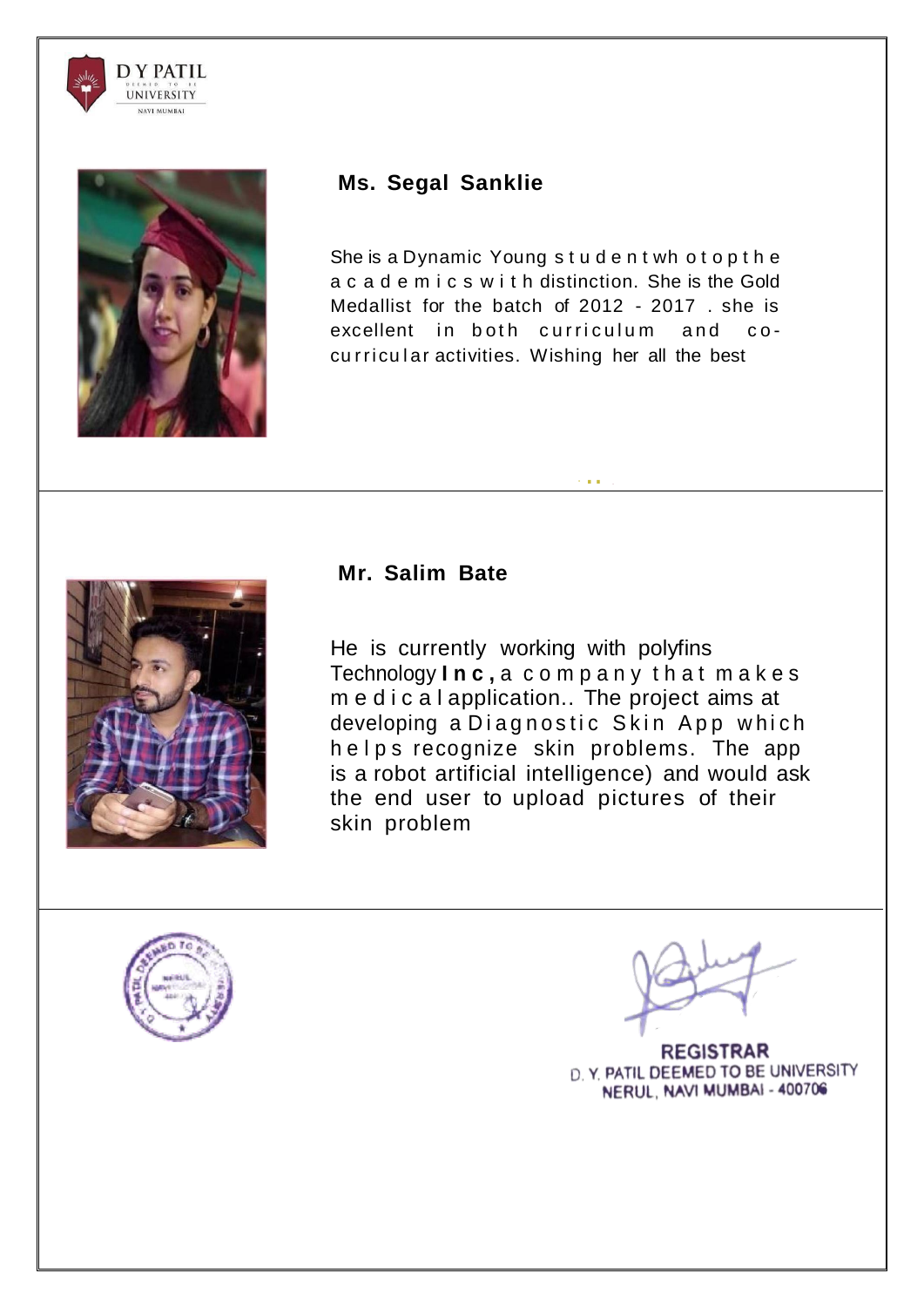D Y PATIL
DEEMED TO BE
UNIVERSITY
NAVI MUMBAI

**Ms. Segal Sanklie**

She is a Dynamic Young student who topthe academics with distinction. She is the Gold Medallist for the batch of 2012 - 2017 . she is excellent in both curriculum and co-curricular activities. Wishing her all the best

**Mr. Salim Bate**

He is currently working with polyfins Technology **Inc**, a company that makes medical application.. The project aims at developing a Diagnostic Skin App which helps recognize skin problems. The app is a robot artificial intelligence) and would ask the end user to upload pictures of their skin problem

REGISTRAR
D. Y. PATIL DEEMED TO BE UNIVERSITY
NERUL, NAVI MUMBAI - 400706